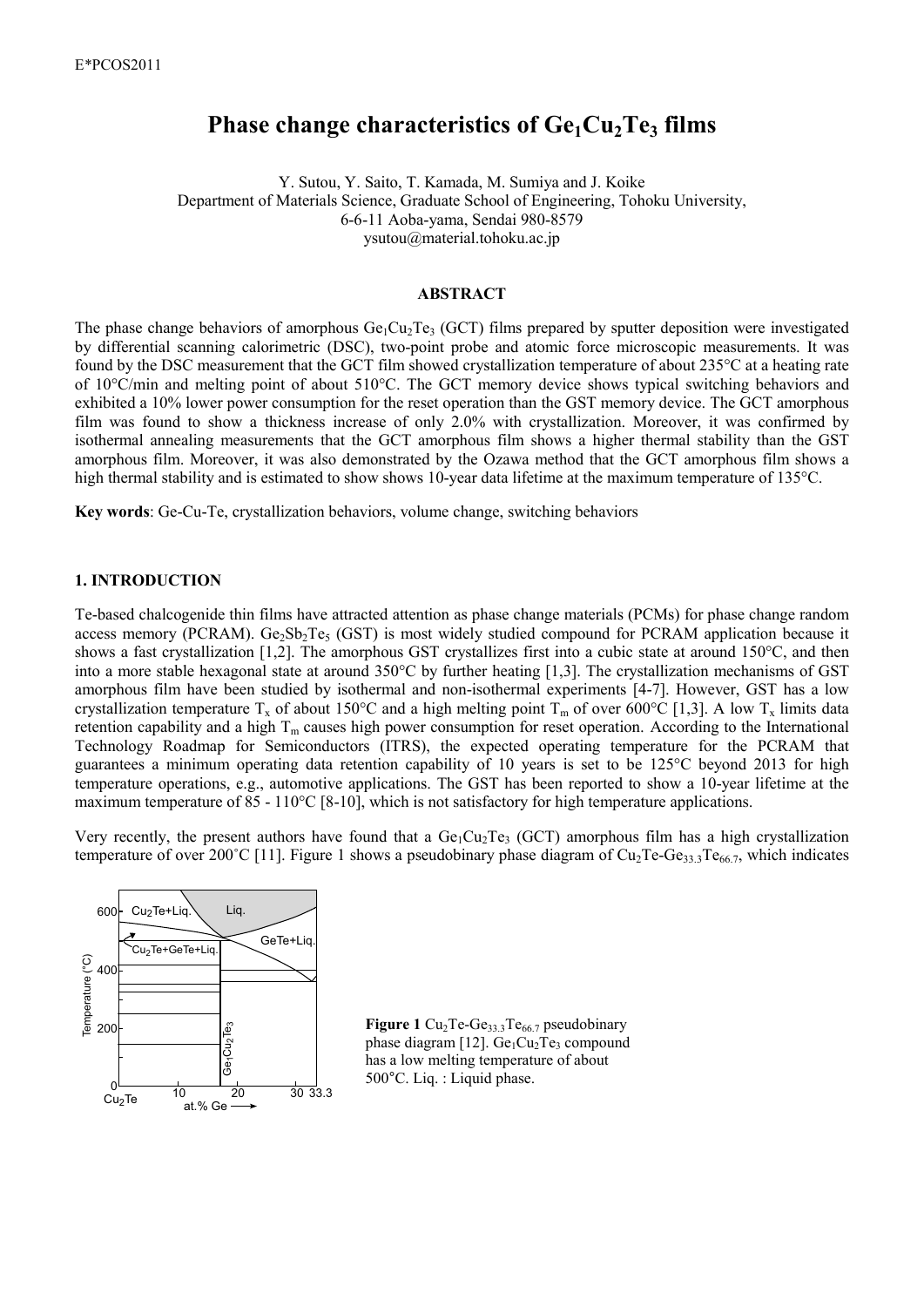# Phase change characteristics of $Ge_1Cu_2Te_3$ films

Y. Sutou, Y. Saito, T. Kamada, M. Sumiya and J. Koike
Department of Materials Science, Graduate School of Engineering, Tohoku University,
6-6-11 Aoba-yama, Sendai 980-8579
ysutou@material.tohoku.ac.jp

## ABSTRACT

The phase change behaviors of amorphous $Ge_1Cu_2Te_3$ (GCT) films prepared by sputter deposition were investigated by differential scanning calorimetric (DSC), two-point probe and atomic force microscopic measurements. It was found by the DSC measurement that the GCT film showed crystallization temperature of about 235°C at a heating rate of 10°C/min and melting point of about 510°C. The GCT memory device shows typical switching behaviors and exhibited a 10% lower power consumption for the reset operation than the GST memory device. The GCT amorphous film was found to show a thickness increase of only 2.0% with crystallization. Moreover, it was confirmed by isothermal annealing measurements that the GCT amorphous film shows a higher thermal stability than the GST amorphous film. Moreover, it was also demonstrated by the Ozawa method that the GCT amorphous film shows a high thermal stability and is estimated to show shows 10-year data lifetime at the maximum temperature of 135°C.

**Key words**: Ge-Cu-Te, crystallization behaviors, volume change, switching behaviors

## 1. INTRODUCTION

Te-based chalcogenide thin films have attracted attention as phase change materials (PCMs) for phase change random access memory (PCRAM). $Ge_2Sb_2Te_5$ (GST) is most widely studied compound for PCRAM application because it shows a fast crystallization [1,2]. The amorphous GST crystallizes first into a cubic state at around 150°C, and then into a more stable hexagonal state at around 350°C by further heating [1,3]. The crystallization mechanisms of GST amorphous film have been studied by isothermal and non-isothermal experiments [4-7]. However, GST has a low crystallization temperature $T_x$ of about 150°C and a high melting point $T_m$ of over 600°C [1,3]. A low $T_x$ limits data retention capability and a high $T_m$ causes high power consumption for reset operation. According to the International Technology Roadmap for Semiconductors (ITRS), the expected operating temperature for the PCRAM that guarantees a minimum operating data retention capability of 10 years is set to be 125°C beyond 2013 for high temperature operations, e.g., automotive applications. The GST has been reported to show a 10-year lifetime at the maximum temperature of 85 - 110°C [8-10], which is not satisfactory for high temperature applications.

Very recently, the present authors have found that a $Ge_1Cu_2Te_3$ (GCT) amorphous film has a high crystallization temperature of over 200˚C [11]. Figure 1 shows a pseudobinary phase diagram of $Cu_2Te$-$Ge_{33.3}Te_{66.7}$, which indicates

**Figure 1** $Cu_2Te$-$Ge_{33.3}Te_{66.7}$ pseudobinary phase diagram [12]. $Ge_1Cu_2Te_3$ compound has a low melting temperature of about 500°C. Liq. : Liquid phase.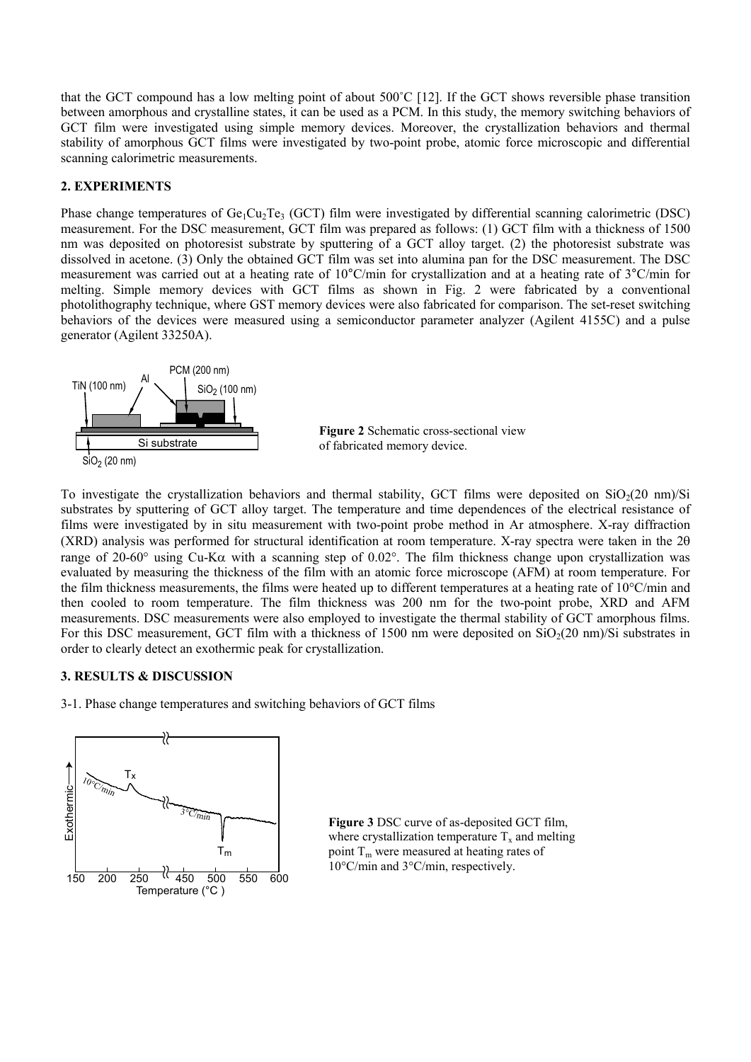that the GCT compound has a low melting point of about 500˚C [12]. If the GCT shows reversible phase transition between amorphous and crystalline states, it can be used as a PCM. In this study, the memory switching behaviors of GCT film were investigated using simple memory devices. Moreover, the crystallization behaviors and thermal stability of amorphous GCT films were investigated by two-point probe, atomic force microscopic and differential scanning calorimetric measurements.

## 2. EXPERIMENTS

Phase change temperatures of $Ge_1Cu_2Te_3$ (GCT) film were investigated by differential scanning calorimetric (DSC) measurement. For the DSC measurement, GCT film was prepared as follows: (1) GCT film with a thickness of 1500 nm was deposited on photoresist substrate by sputtering of a GCT alloy target. (2) the photoresist substrate was dissolved in acetone. (3) Only the obtained GCT film was set into alumina pan for the DSC measurement. The DSC measurement was carried out at a heating rate of 10°C/min for crystallization and at a heating rate of 3°C/min for melting. Simple memory devices with GCT films as shown in Fig. 2 were fabricated by a conventional photolithography technique, where GST memory devices were also fabricated for comparison. The set-reset switching behaviors of the devices were measured using a semiconductor parameter analyzer (Agilent 4155C) and a pulse generator (Agilent 33250A).

**Figure 2** Schematic cross-sectional view of fabricated memory device.

To investigate the crystallization behaviors and thermal stability, GCT films were deposited on $SiO_2$(20 nm)/Si substrates by sputtering of GCT alloy target. The temperature and time dependences of the electrical resistance of films were investigated by in situ measurement with two-point probe method in Ar atmosphere. X-ray diffraction (XRD) analysis was performed for structural identification at room temperature. X-ray spectra were taken in the $2\theta$ range of 20-60° using Cu-K$\alpha$ with a scanning step of 0.02°. The film thickness change upon crystallization was evaluated by measuring the thickness of the film with an atomic force microscope (AFM) at room temperature. For the film thickness measurements, the films were heated up to different temperatures at a heating rate of 10°C/min and then cooled to room temperature. The film thickness was 200 nm for the two-point probe, XRD and AFM measurements. DSC measurements were also employed to investigate the thermal stability of GCT amorphous films. For this DSC measurement, GCT film with a thickness of 1500 nm were deposited on $SiO_2$(20 nm)/Si substrates in order to clearly detect an exothermic peak for crystallization.

## 3. RESULTS & DISCUSSION

3-1. Phase change temperatures and switching behaviors of GCT films

**Figure 3** DSC curve of as-deposited GCT film, where crystallization temperature $T_x$ and melting point $T_m$ were measured at heating rates of 10°C/min and 3°C/min, respectively.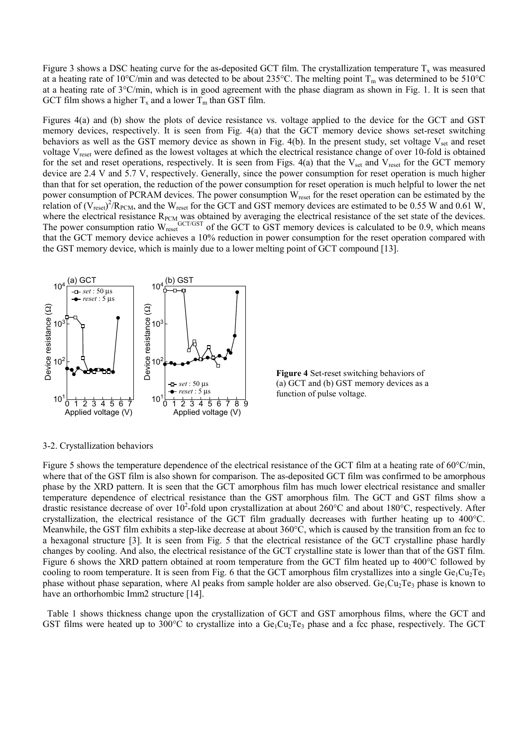Figure 3 shows a DSC heating curve for the as-deposited GCT film. The crystallization temperature $T_x$ was measured at a heating rate of 10°C/min and was detected to be about 235°C. The melting point $T_m$ was determined to be 510°C at a heating rate of 3°C/min, which is in good agreement with the phase diagram as shown in Fig. 1. It is seen that GCT film shows a higher $T_x$ and a lower $T_m$ than GST film.

Figures 4(a) and (b) show the plots of device resistance vs. voltage applied to the device for the GCT and GST memory devices, respectively. It is seen from Fig. 4(a) that the GCT memory device shows set-reset switching behaviors as well as the GST memory device as shown in Fig. 4(b). In the present study, set voltage $V_{set}$ and reset voltage $V_{reset}$ were defined as the lowest voltages at which the electrical resistance change of over 10-fold is obtained for the set and reset operations, respectively. It is seen from Figs. 4(a) that the $V_{set}$ and $V_{reset}$ for the GCT memory device are 2.4 V and 5.7 V, respectively. Generally, since the power consumption for reset operation is much higher than that for set operation, the reduction of the power consumption for reset operation is much helpful to lower the net power consumption of PCRAM devices. The power consumption $W_{reset}$ for the reset operation can be estimated by the relation of $(V_{reset})^2/R_{PCM}$, and the $W_{reset}$ for the GCT and GST memory devices are estimated to be 0.55 W and 0.61 W, where the electrical resistance $R_{PCM}$ was obtained by averaging the electrical resistance of the set state of the devices. The power consumption ratio $W_{reset}^{GCT/GST}$ of the GCT to GST memory devices is calculated to be 0.9, which means that the GCT memory device achieves a 10% reduction in power consumption for the reset operation compared with the GST memory device, which is mainly due to a lower melting point of GCT compound [13].

**Figure 4** Set-reset switching behaviors of (a) GCT and (b) GST memory devices as a function of pulse voltage.

3-2. Crystallization behaviors

Figure 5 shows the temperature dependence of the electrical resistance of the GCT film at a heating rate of 60°C/min, where that of the GST film is also shown for comparison. The as-deposited GCT film was confirmed to be amorphous phase by the XRD pattern. It is seen that the GCT amorphous film has much lower electrical resistance and smaller temperature dependence of electrical resistance than the GST amorphous film. The GCT and GST films show a drastic resistance decrease of over $10^2$-fold upon crystallization at about 260°C and about 180°C, respectively. After crystallization, the electrical resistance of the GCT film gradually decreases with further heating up to 400°C. Meanwhile, the GST film exhibits a step-like decrease at about 360°C, which is caused by the transition from an fcc to a hexagonal structure [3]. It is seen from Fig. 5 that the electrical resistance of the GCT crystalline phase hardly changes by cooling. And also, the electrical resistance of the GCT crystalline state is lower than that of the GST film. Figure 6 shows the XRD pattern obtained at room temperature from the GCT film heated up to 400°C followed by cooling to room temperature. It is seen from Fig. 6 that the GCT amorphous film crystallizes into a single $Ge_1Cu_2Te_3$ phase without phase separation, where Al peaks from sample holder are also observed. $Ge_1Cu_2Te_3$ phase is known to have an orthorhombic Imm2 structure [14].

Table 1 shows thickness change upon the crystallization of GCT and GST amorphous films, where the GCT and GST films were heated up to 300°C to crystallize into a $Ge_1Cu_2Te_3$ phase and a fcc phase, respectively. The GCT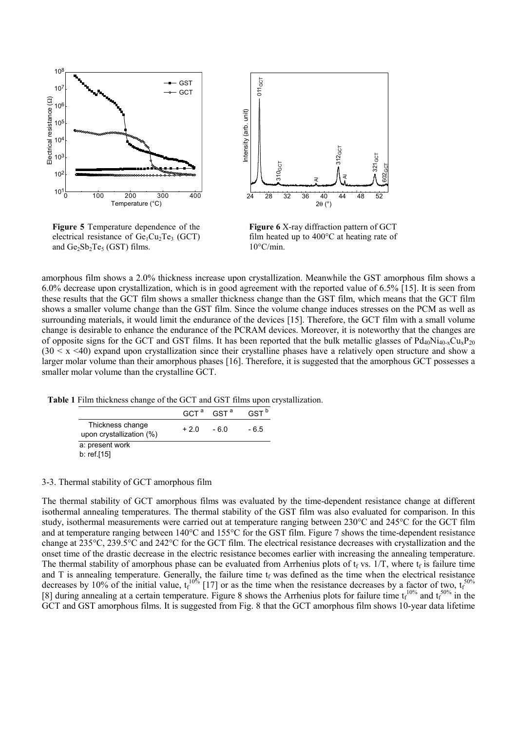**Figure 5** Temperature dependence of the electrical resistance of $Ge_1Cu_2Te_3$ (GCT) and $Ge_2Sb_2Te_5$ (GST) films.

**Figure 6** X-ray diffraction pattern of GCT film heated up to 400°C at heating rate of 10°C/min.

amorphous film shows a 2.0% thickness increase upon crystallization. Meanwhile the GST amorphous film shows a 6.0% decrease upon crystallization, which is in good agreement with the reported value of 6.5% [15]. It is seen from these results that the GCT film shows a smaller thickness change than the GST film, which means that the GCT film shows a smaller volume change than the GST film. Since the volume change induces stresses on the PCM as well as surrounding materials, it would limit the endurance of the devices [15]. Therefore, the GCT film with a small volume change is desirable to enhance the endurance of the PCRAM devices. Moreover, it is noteworthy that the changes are of opposite signs for the GCT and GST films. It has been reported that the bulk metallic glasses of $Pd_{40}Ni_{40-x}Cu_xP_{20}$ ($30 < x < 40$) expand upon crystallization since their crystalline phases have a relatively open structure and show a larger molar volume than their amorphous phases [16]. Therefore, it is suggested that the amorphous GCT possesses a smaller molar volume than the crystalline GCT.

**Table 1** Film thickness change of the GCT and GST films upon crystallization.

| | GCT [a] | GST [a] | GST [b] |
|---|---|---|---|
| Thickness change upon crystallization (%) | + 2.0 | - 6.0 | - 6.5 |

a: present work
b: ref.[15]

### 3-3. Thermal stability of GCT amorphous film

The thermal stability of GCT amorphous films was evaluated by the time-dependent resistance change at different isothermal annealing temperatures. The thermal stability of the GST film was also evaluated for comparison. In this study, isothermal measurements were carried out at temperature ranging between 230°C and 245°C for the GCT film and at temperature ranging between 140°C and 155°C for the GST film. Figure 7 shows the time-dependent resistance change at 235°C, 239.5°C and 242°C for the GCT film. The electrical resistance decreases with crystallization and the onset time of the drastic decrease in the electric resistance becomes earlier with increasing the annealing temperature. The thermal stability of amorphous phase can be evaluated from Arrhenius plots of $t_f$ vs. $1/T$, where $t_f$ is failure time and T is annealing temperature. Generally, the failure time $t_f$ was defined as the time when the electrical resistance decreases by 10% of the initial value, $t_f^{10\%}$ [17] or as the time when the resistance decreases by a factor of two, $t_f^{50\%}$ [8] during annealing at a certain temperature. Figure 8 shows the Arrhenius plots for failure time $t_f^{10\%}$ and $t_f^{50\%}$ in the GCT and GST amorphous films. It is suggested from Fig. 8 that the GCT amorphous film shows 10-year data lifetime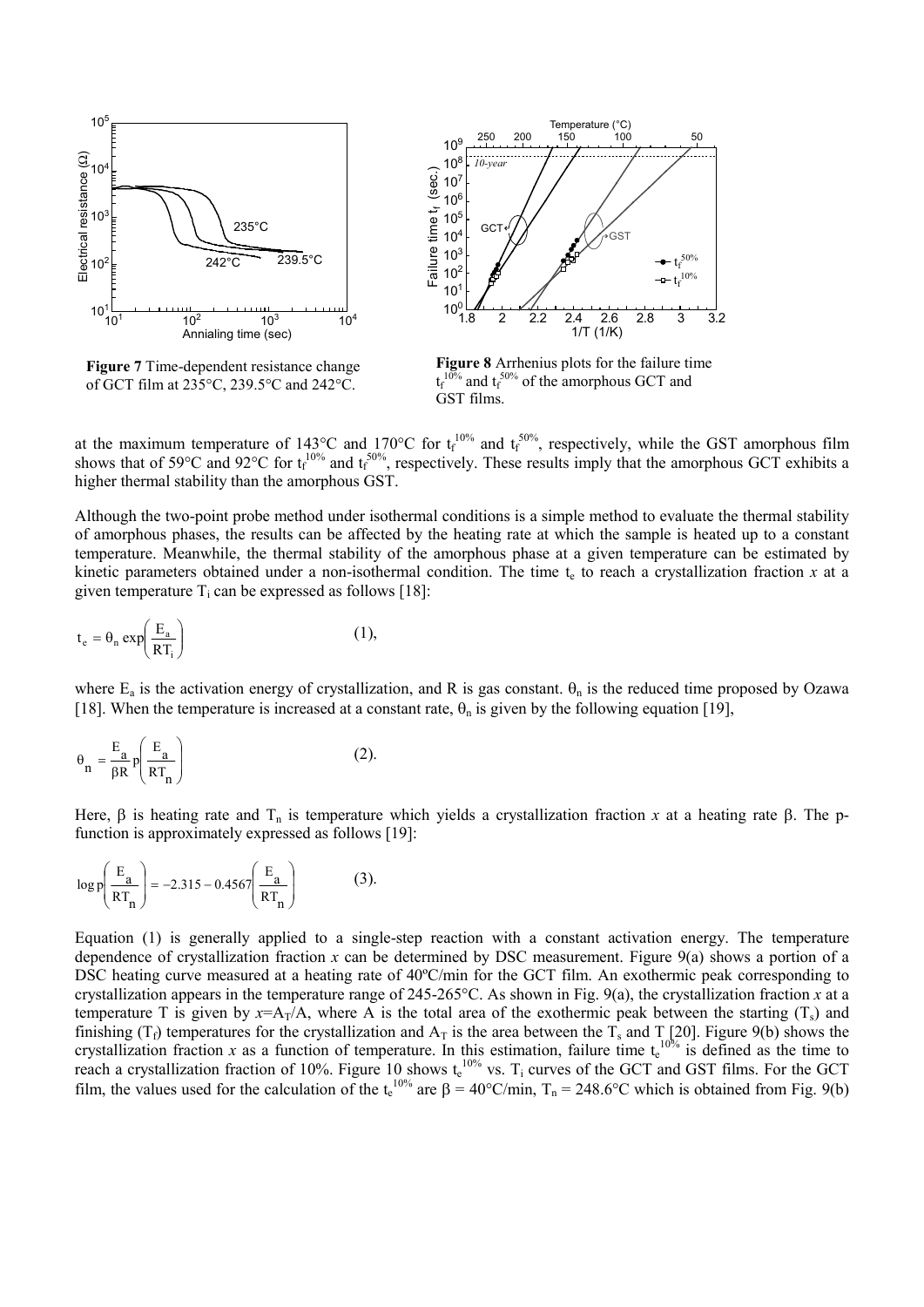**Figure 7** Time-dependent resistance change of GCT film at 235°C, 239.5°C and 242°C.

**Figure 8** Arrhenius plots for the failure time $t_f^{10\%}$ and $t_f^{50\%}$ of the amorphous GCT and GST films.

at the maximum temperature of 143°C and 170°C for $t_f^{10\%}$ and $t_f^{50\%}$, respectively, while the GST amorphous film shows that of 59°C and 92°C for $t_f^{10\%}$ and $t_f^{50\%}$, respectively. These results imply that the amorphous GCT exhibits a higher thermal stability than the amorphous GST.

Although the two-point probe method under isothermal conditions is a simple method to evaluate the thermal stability of amorphous phases, the results can be affected by the heating rate at which the sample is heated up to a constant temperature. Meanwhile, the thermal stability of the amorphous phase at a given temperature can be estimated by kinetic parameters obtained under a non-isothermal condition. The time $t_e$ to reach a crystallization fraction $x$ at a given temperature $T_i$ can be expressed as follows [18]:

$$t_e = \theta_n \exp\left(\frac{E_a}{RT_i}\right) \qquad (1),$$

where $E_a$ is the activation energy of crystallization, and R is gas constant. $\theta_n$ is the reduced time proposed by Ozawa [18]. When the temperature is increased at a constant rate, $\theta_n$ is given by the following equation [19],

$$\theta_n = \frac{E_a}{\beta R} p\left(\frac{E_a}{RT_n}\right) \qquad (2).$$

Here, $\beta$ is heating rate and $T_n$ is temperature which yields a crystallization fraction $x$ at a heating rate $\beta$. The p-function is approximately expressed as follows [19]:

$$\log p\left(\frac{E_a}{RT_n}\right) = -2.315 - 0.4567\left(\frac{E_a}{RT_n}\right) \qquad (3).$$

Equation (1) is generally applied to a single-step reaction with a constant activation energy. The temperature dependence of crystallization fraction $x$ can be determined by DSC measurement. Figure 9(a) shows a portion of a DSC heating curve measured at a heating rate of 40ºC/min for the GCT film. An exothermic peak corresponding to crystallization appears in the temperature range of 245-265°C. As shown in Fig. 9(a), the crystallization fraction $x$ at a temperature T is given by $x=A_T/A$, where A is the total area of the exothermic peak between the starting ($T_s$) and finishing ($T_f$) temperatures for the crystallization and $A_T$ is the area between the $T_s$ and T [20]. Figure 9(b) shows the crystallization fraction $x$ as a function of temperature. In this estimation, failure time $t_e^{10\%}$ is defined as the time to reach a crystallization fraction of 10%. Figure 10 shows $t_e^{10\%}$ vs. $T_i$ curves of the GCT and GST films. For the GCT film, the values used for the calculation of the $t_e^{10\%}$ are $\beta$ = 40°C/min, $T_n$ = 248.6°C which is obtained from Fig. 9(b)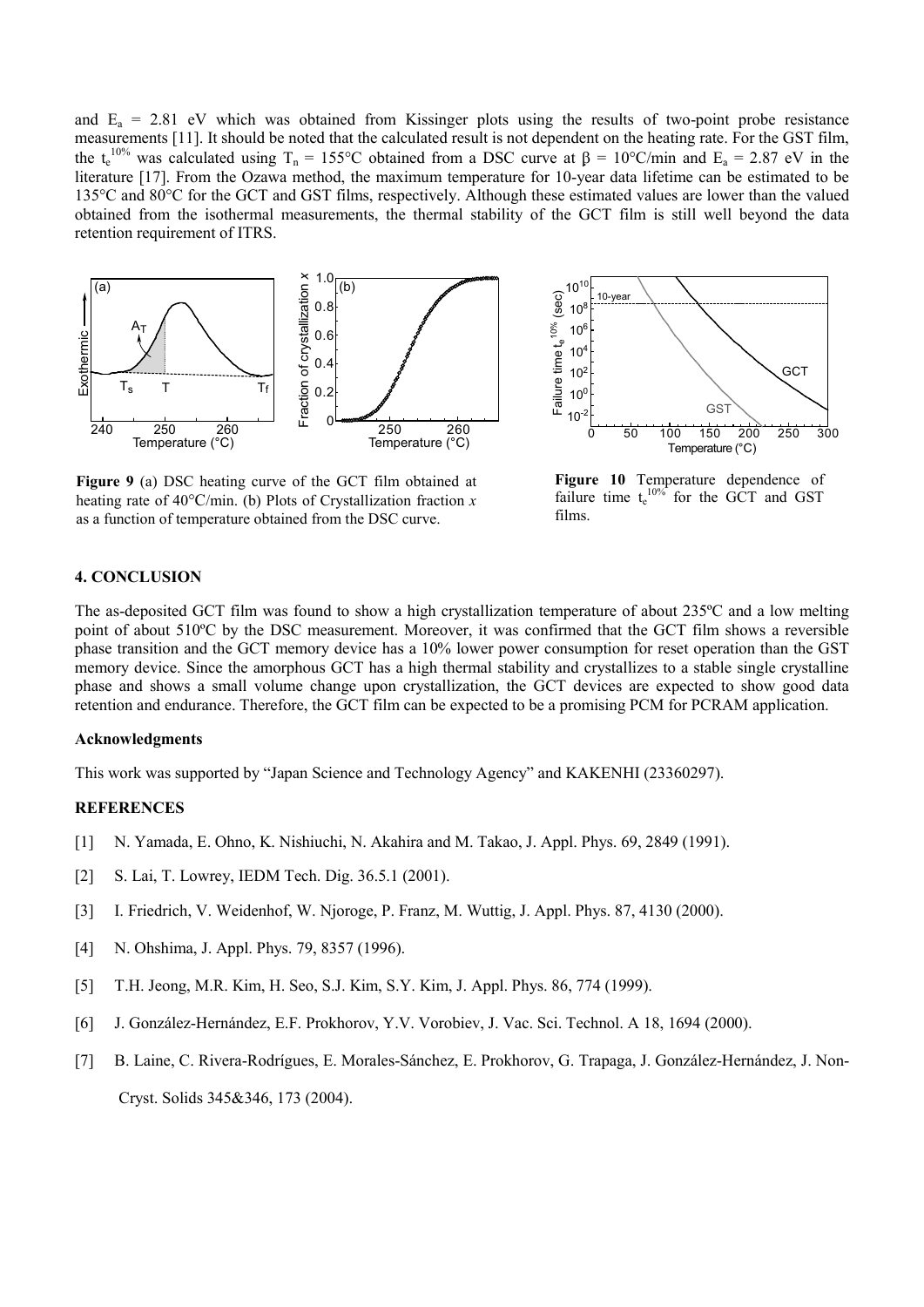and $E_a$ = 2.81 eV which was obtained from Kissinger plots using the results of two-point probe resistance measurements [11]. It should be noted that the calculated result is not dependent on the heating rate. For the GST film, the $t_e^{10\%}$ was calculated using $T_n$ = 155°C obtained from a DSC curve at $\beta$ = 10°C/min and $E_a$ = 2.87 eV in the literature [17]. From the Ozawa method, the maximum temperature for 10-year data lifetime can be estimated to be 135°C and 80°C for the GCT and GST films, respectively. Although these estimated values are lower than the valued obtained from the isothermal measurements, the thermal stability of the GCT film is still well beyond the data retention requirement of ITRS.

**Figure 9** (a) DSC heating curve of the GCT film obtained at heating rate of 40°C/min. (b) Plots of Crystallization fraction $x$ as a function of temperature obtained from the DSC curve.

**Figure 10** Temperature dependence of failure time $t_e^{10\%}$ for the GCT and GST films.

## 4. CONCLUSION

The as-deposited GCT film was found to show a high crystallization temperature of about 235ºC and a low melting point of about 510ºC by the DSC measurement. Moreover, it was confirmed that the GCT film shows a reversible phase transition and the GCT memory device has a 10% lower power consumption for reset operation than the GST memory device. Since the amorphous GCT has a high thermal stability and crystallizes to a stable single crystalline phase and shows a small volume change upon crystallization, the GCT devices are expected to show good data retention and endurance. Therefore, the GCT film can be expected to be a promising PCM for PCRAM application.

### Acknowledgments

This work was supported by "Japan Science and Technology Agency" and KAKENHI (23360297).

### REFERENCES

[1] N. Yamada, E. Ohno, K. Nishiuchi, N. Akahira and M. Takao, J. Appl. Phys. 69, 2849 (1991).

[2] S. Lai, T. Lowrey, IEDM Tech. Dig. 36.5.1 (2001).

[3] I. Friedrich, V. Weidenhof, W. Njoroge, P. Franz, M. Wuttig, J. Appl. Phys. 87, 4130 (2000).

[4] N. Ohshima, J. Appl. Phys. 79, 8357 (1996).

[5] T.H. Jeong, M.R. Kim, H. Seo, S.J. Kim, S.Y. Kim, J. Appl. Phys. 86, 774 (1999).

[6] J. González-Hernández, E.F. Prokhorov, Y.V. Vorobiev, J. Vac. Sci. Technol. A 18, 1694 (2000).

[7] B. Laine, C. Rivera-Rodrígues, E. Morales-Sánchez, E. Prokhorov, G. Trapaga, J. González-Hernández, J. Non-Cryst. Solids 345&346, 173 (2004).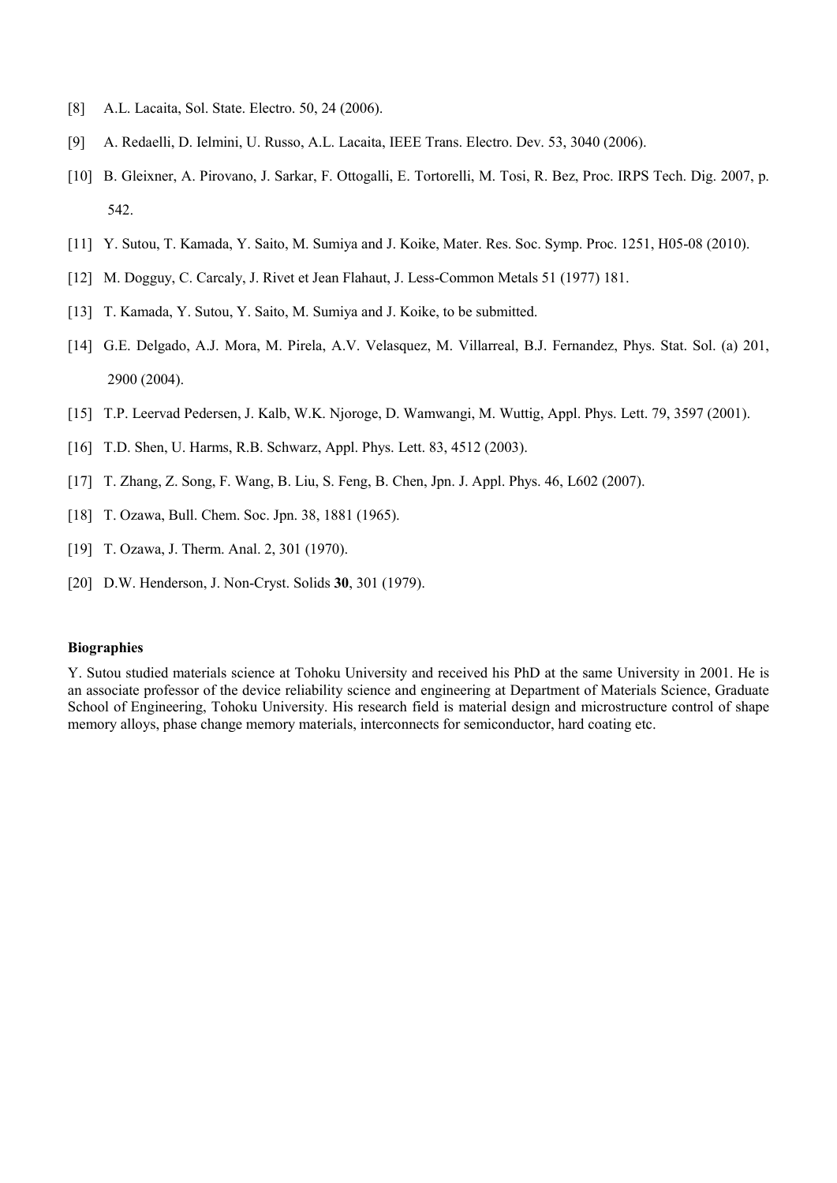[8] A.L. Lacaita, Sol. State. Electro. 50, 24 (2006).

[9] A. Redaelli, D. Ielmini, U. Russo, A.L. Lacaita, IEEE Trans. Electro. Dev. 53, 3040 (2006).

[10] B. Gleixner, A. Pirovano, J. Sarkar, F. Ottogalli, E. Tortorelli, M. Tosi, R. Bez, Proc. IRPS Tech. Dig. 2007, p. 542.

[11] Y. Sutou, T. Kamada, Y. Saito, M. Sumiya and J. Koike, Mater. Res. Soc. Symp. Proc. 1251, H05-08 (2010).

[12] M. Dogguy, C. Carcaly, J. Rivet et Jean Flahaut, J. Less-Common Metals 51 (1977) 181.

[13] T. Kamada, Y. Sutou, Y. Saito, M. Sumiya and J. Koike, to be submitted.

[14] G.E. Delgado, A.J. Mora, M. Pirela, A.V. Velasquez, M. Villarreal, B.J. Fernandez, Phys. Stat. Sol. (a) 201, 2900 (2004).

[15] T.P. Leervad Pedersen, J. Kalb, W.K. Njoroge, D. Wamwangi, M. Wuttig, Appl. Phys. Lett. 79, 3597 (2001).

[16] T.D. Shen, U. Harms, R.B. Schwarz, Appl. Phys. Lett. 83, 4512 (2003).

[17] T. Zhang, Z. Song, F. Wang, B. Liu, S. Feng, B. Chen, Jpn. J. Appl. Phys. 46, L602 (2007).

[18] T. Ozawa, Bull. Chem. Soc. Jpn. 38, 1881 (1965).

[19] T. Ozawa, J. Therm. Anal. 2, 301 (1970).

[20] D.W. Henderson, J. Non-Cryst. Solids **30**, 301 (1979).

**Biographies**

Y. Sutou studied materials science at Tohoku University and received his PhD at the same University in 2001. He is an associate professor of the device reliability science and engineering at Department of Materials Science, Graduate School of Engineering, Tohoku University. His research field is material design and microstructure control of shape memory alloys, phase change memory materials, interconnects for semiconductor, hard coating etc.